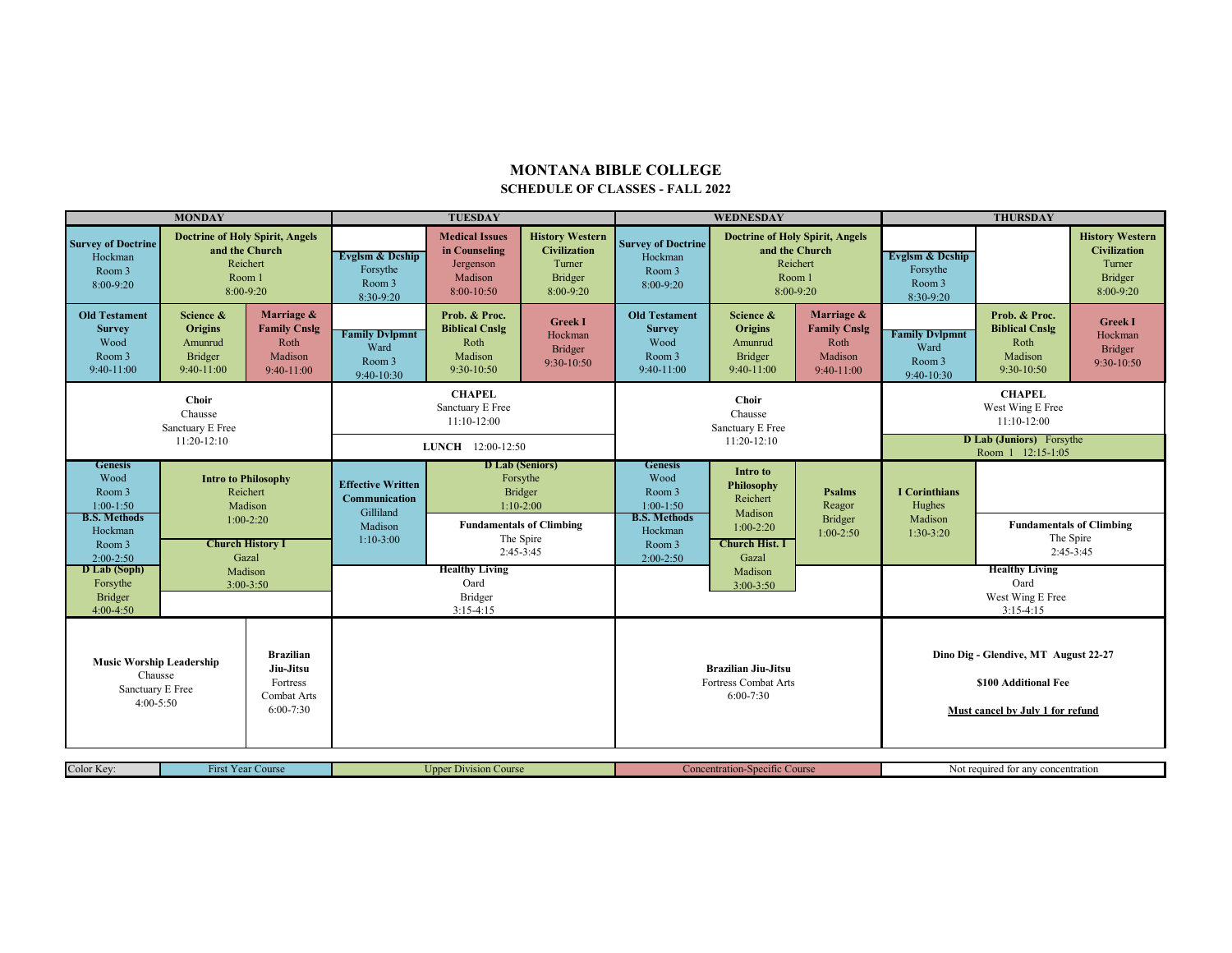# MONTANA BIBLE COLLEGE

## SCHEDULE OF CLASSES - FALL 2022

### MONDAY

| Time | Course |
|---|---|
| 8:00-9:20 | **Survey of Doctrine** – Hockman, Room 3 |
| 8:00-9:20 | **Doctrine of Holy Spirit, Angels and the Church** – Reichert, Room 1 |
| 9:40-11:00 | **Old Testament Survey** – Wood, Room 3 |
| 9:40-11:00 | **Science & Origins** – Amunrud, Bridger |
| 9:40-11:00 | **Marriage & Family Cnslg** – Roth, Madison |
| 11:20-12:10 | **Choir** – Chausse, Sanctuary E Free |
| 1:00-1:50 | **Genesis** – Wood, Room 3 |
| 1:00-2:20 | **Intro to Philosophy** – Reichert, Madison |
| 2:00-2:50 | **B.S. Methods** – Hockman, Room 3 |
| 3:00-3:50 | **Church History I** – Gazal, Madison |
| 4:00-4:50 | **D Lab (Soph)** – Forsythe, Bridger |
| 4:00-5:50 | **Music Worship Leadership** – Chausse, Sanctuary E Free |
| 6:00-7:30 | **Brazilian Jiu-Jitsu** – Fortress Combat Arts |

### TUESDAY

| Time | Course |
|---|---|
| 8:30-9:20 | **Evglsm & Dcship** – Forsythe, Room 3 |
| 8:00-10:50 | **Medical Issues in Counseling** – Jergenson, Madison |
| 8:00-9:20 | **History Western Civilization** – Turner, Bridger |
| 9:40-10:30 | **Family Dvlpmnt** – Ward, Room 3 |
| 9:30-10:50 | **Prob. & Proc. Biblical Cnslg** – Roth, Madison |
| 9:30-10:50 | **Greek I** – Hockman, Bridger |
| 11:10-12:00 | **CHAPEL** – Sanctuary E Free |
| 12:00-12:50 | **LUNCH** |
| 1:10-3:00 | **Effective Written Communication** – Gilliland, Madison |
| 1:10-2:00 | **D Lab (Seniors)** – Forsythe, Bridger |
| 2:45-3:45 | **Fundamentals of Climbing** – The Spire |
| 3:15-4:15 | **Healthy Living** – Oard, Bridger |

### WEDNESDAY

| Time | Course |
|---|---|
| 8:00-9:20 | **Survey of Doctrine** – Hockman, Room 3 |
| 8:00-9:20 | **Doctrine of Holy Spirit, Angels and the Church** – Reichert, Room 1 |
| 9:40-11:00 | **Old Testament Survey** – Wood, Room 3 |
| 9:40-11:00 | **Science & Origins** – Amunrud, Bridger |
| 9:40-11:00 | **Marriage & Family Cnslg** – Roth, Madison |
| 11:20-12:10 | **Choir** – Chausse, Sanctuary E Free |
| 1:00-1:50 | **Genesis** – Wood, Room 3 |
| 1:00-2:20 | **Intro to Philosophy** – Reichert, Madison |
| 1:00-2:50 | **Psalms** – Reagor, Bridger |
| 2:00-2:50 | **B.S. Methods** – Hockman, Room 3 |
| 3:00-3:50 | **Church Hist. I** – Gazal, Madison |
| 6:00-7:30 | **Brazilian Jiu-Jitsu** – Fortress Combat Arts |

### THURSDAY

| Time | Course |
|---|---|
| 8:30-9:20 | **Evglsm & Dcship** – Forsythe, Room 3 |
| 8:00-9:20 | **History Western Civilization** – Turner, Bridger |
| 9:40-10:30 | **Family Dvlpmnt** – Ward, Room 3 |
| 9:30-10:50 | **Prob. & Proc. Biblical Cnslg** – Roth, Madison |
| 9:30-10:50 | **Greek I** – Hockman, Bridger |
| 11:10-12:00 | **CHAPEL** – West Wing E Free |
| 12:15-1:05 | **D Lab (Juniors)** – Forsythe, Room 1 |
| 1:30-3:20 | **I Corinthians** – Hughes, Madison |
| 2:45-3:45 | **Fundamentals of Climbing** – The Spire |
| 3:15-4:15 | **Healthy Living** – Oard, West Wing E Free |

**Dino Dig - Glendive, MT August 22-27**

**$100 Additional Fee**

**Must cancel by July 1 for refund**

| Color Key: | First Year Course | Upper Division Course | Concentration-Specific Course | Not required for any concentration |
|---|---|---|---|---|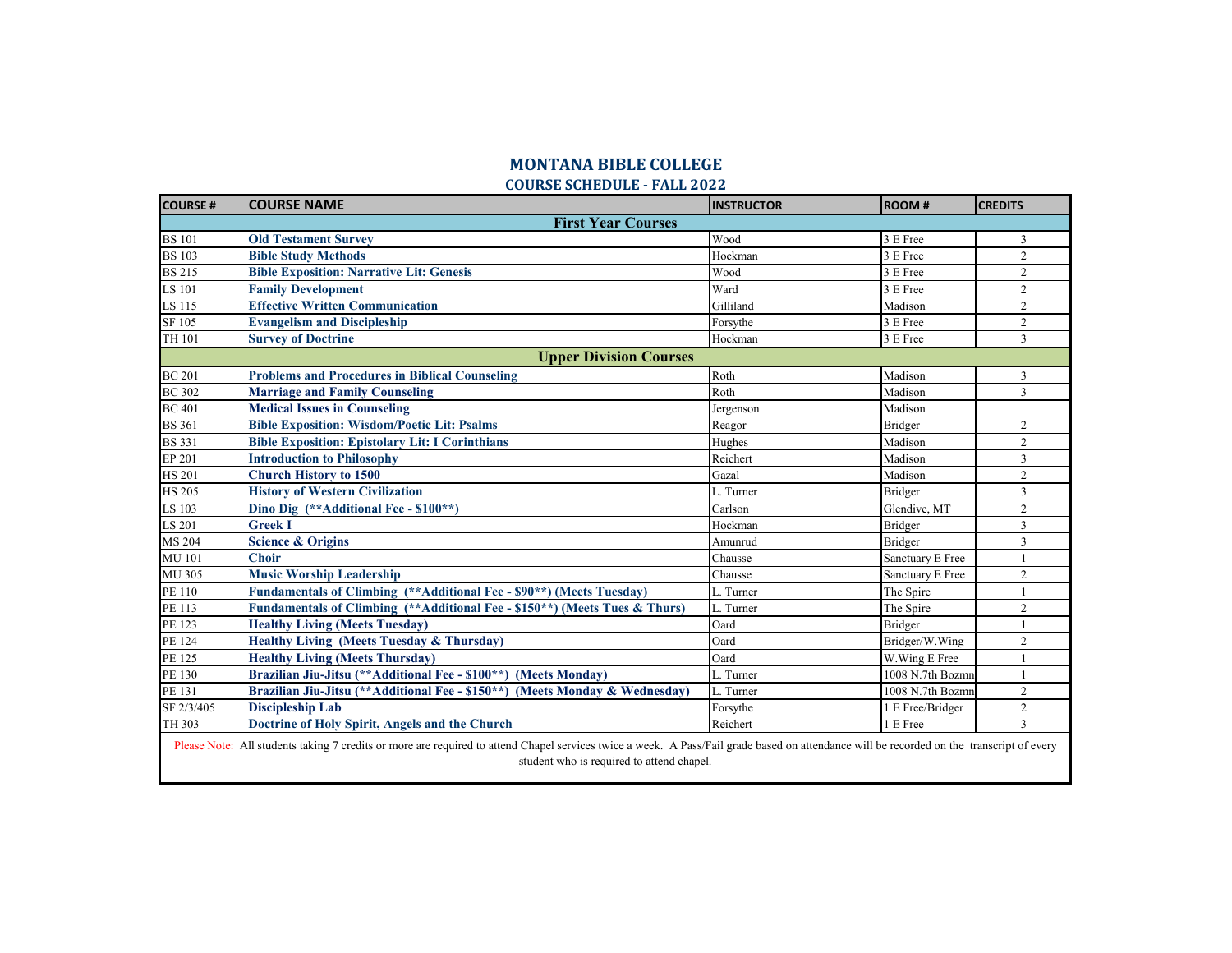# MONTANA BIBLE COLLEGE

## COURSE SCHEDULE - FALL 2022

| COURSE # | COURSE NAME | INSTRUCTOR | ROOM # | CREDITS |
|---|---|---|---|---|
| **First Year Courses** | | | | |
| BS 101 | **Old Testament Survey** | Wood | 3 E Free | 3 |
| BS 103 | **Bible Study Methods** | Hockman | 3 E Free | 2 |
| BS 215 | **Bible Exposition: Narrative Lit: Genesis** | Wood | 3 E Free | 2 |
| LS 101 | **Family Development** | Ward | 3 E Free | 2 |
| LS 115 | **Effective Written Communication** | Gilliland | Madison | 2 |
| SF 105 | **Evangelism and Discipleship** | Forsythe | 3 E Free | 2 |
| TH 101 | **Survey of Doctrine** | Hockman | 3 E Free | 3 |
| **Upper Division Courses** | | | | |
| BC 201 | **Problems and Procedures in Biblical Counseling** | Roth | Madison | 3 |
| BC 302 | **Marriage and Family Counseling** | Roth | Madison | 3 |
| BC 401 | **Medical Issues in Counseling** | Jergenson | Madison | |
| BS 361 | **Bible Exposition: Wisdom/Poetic Lit: Psalms** | Reagor | Bridger | 2 |
| BS 331 | **Bible Exposition: Epistolary Lit: I Corinthians** | Hughes | Madison | 2 |
| EP 201 | **Introduction to Philosophy** | Reichert | Madison | 3 |
| HS 201 | **Church History to 1500** | Gazal | Madison | 2 |
| HS 205 | **History of Western Civilization** | L. Turner | Bridger | 3 |
| LS 103 | **Dino Dig (**Additional Fee - $100**)** | Carlson | Glendive, MT | 2 |
| LS 201 | **Greek I** | Hockman | Bridger | 3 |
| MS 204 | **Science & Origins** | Amunrud | Bridger | 3 |
| MU 101 | **Choir** | Chausse | Sanctuary E Free | 1 |
| MU 305 | **Music Worship Leadership** | Chausse | Sanctuary E Free | 2 |
| PE 110 | **Fundamentals of Climbing (**Additional Fee - $90**) (Meets Tuesday)** | L. Turner | The Spire | 1 |
| PE 113 | **Fundamentals of Climbing (**Additional Fee - $150**) (Meets Tues & Thurs)** | L. Turner | The Spire | 2 |
| PE 123 | **Healthy Living (Meets Tuesday)** | Oard | Bridger | 1 |
| PE 124 | **Healthy Living (Meets Tuesday & Thursday)** | Oard | Bridger/W.Wing | 2 |
| PE 125 | **Healthy Living (Meets Thursday)** | Oard | W.Wing E Free | 1 |
| PE 130 | **Brazilian Jiu-Jitsu (**Additional Fee - $100**) (Meets Monday)** | L. Turner | 1008 N.7th Bozmn | 1 |
| PE 131 | **Brazilian Jiu-Jitsu (**Additional Fee - $150**) (Meets Monday & Wednesday)** | L. Turner | 1008 N.7th Bozmn | 2 |
| SF 2/3/405 | **Discipleship Lab** | Forsythe | 1 E Free/Bridger | 2 |
| TH 303 | **Doctrine of Holy Spirit, Angels and the Church** | Reichert | 1 E Free | 3 |

Please Note: All students taking 7 credits or more are required to attend Chapel services twice a week. A Pass/Fail grade based on attendance will be recorded on the transcript of every student who is required to attend chapel.